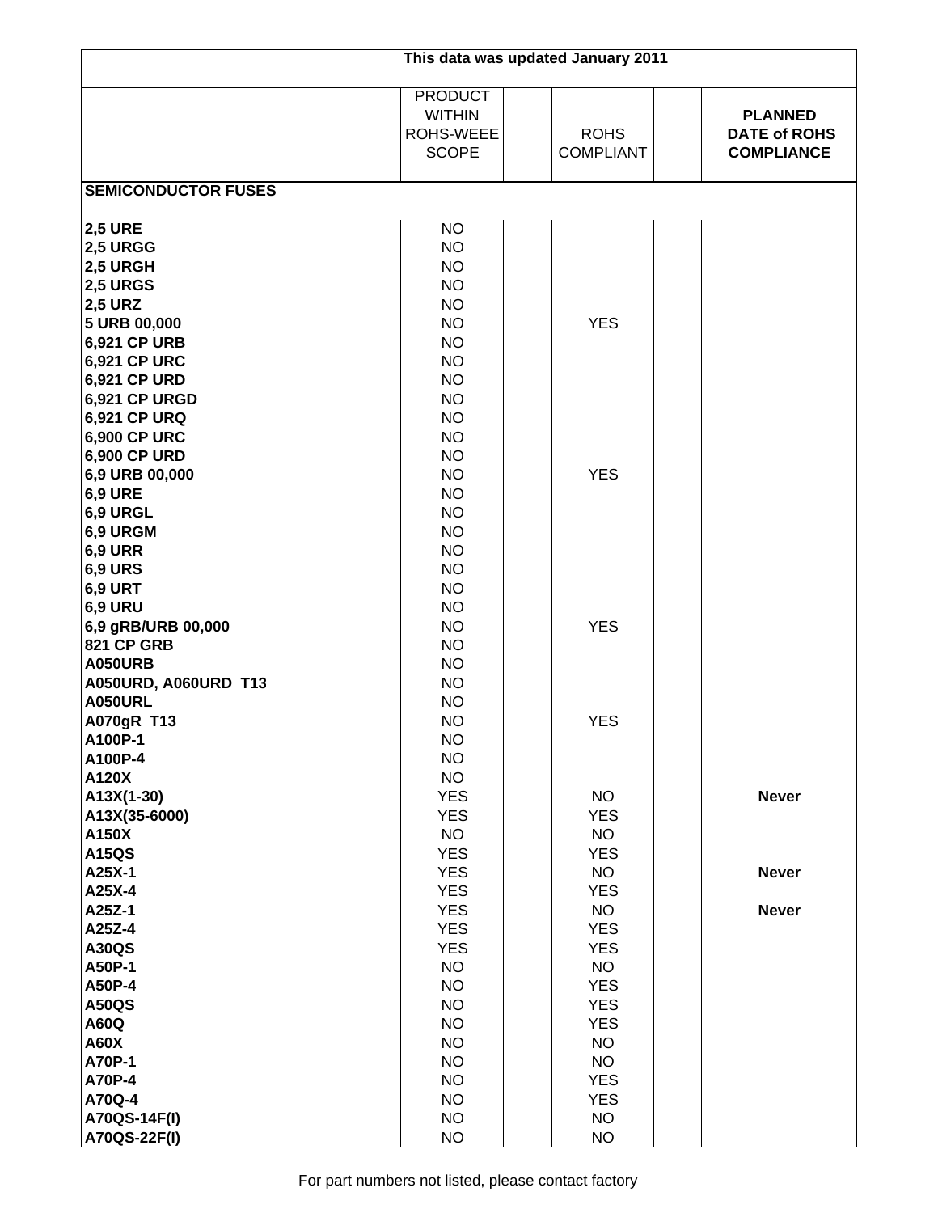| This data was updated January 2011 | | | | | |
|---|---|---|---|---|---|
| | PRODUCT WITHIN ROHS-WEEE SCOPE | | ROHS COMPLIANT | | **PLANNED DATE of ROHS COMPLIANCE** |
| **SEMICONDUCTOR FUSES** | | | | | |
| **2,5 URE** | NO | | | | |
| **2,5 URGG** | NO | | | | |
| **2,5 URGH** | NO | | | | |
| **2,5 URGS** | NO | | | | |
| **2,5 URZ** | NO | | | | |
| **5 URB 00,000** | NO | | YES | | |
| **6,921 CP URB** | NO | | | | |
| **6,921 CP URC** | NO | | | | |
| **6,921 CP URD** | NO | | | | |
| **6,921 CP URGD** | NO | | | | |
| **6,921 CP URQ** | NO | | | | |
| **6,900 CP URC** | NO | | | | |
| **6,900 CP URD** | NO | | | | |
| **6,9 URB 00,000** | NO | | YES | | |
| **6,9 URE** | NO | | | | |
| **6,9 URGL** | NO | | | | |
| **6,9 URGM** | NO | | | | |
| **6,9 URR** | NO | | | | |
| **6,9 URS** | NO | | | | |
| **6,9 URT** | NO | | | | |
| **6,9 URU** | NO | | | | |
| **6,9 gRB/URB 00,000** | NO | | YES | | |
| **821 CP GRB** | NO | | | | |
| **A050URB** | NO | | | | |
| **A050URD, A060URD T13** | NO | | | | |
| **A050URL** | NO | | | | |
| **A070gR T13** | NO | | YES | | |
| **A100P-1** | NO | | | | |
| **A100P-4** | NO | | | | |
| **A120X** | NO | | | | |
| **A13X(1-30)** | YES | | NO | | **Never** |
| **A13X(35-6000)** | YES | | YES | | |
| **A150X** | NO | | NO | | |
| **A15QS** | YES | | YES | | |
| **A25X-1** | YES | | NO | | **Never** |
| **A25X-4** | YES | | YES | | |
| **A25Z-1** | YES | | NO | | **Never** |
| **A25Z-4** | YES | | YES | | |
| **A30QS** | YES | | YES | | |
| **A50P-1** | NO | | NO | | |
| **A50P-4** | NO | | YES | | |
| **A50QS** | NO | | YES | | |
| **A60Q** | NO | | YES | | |
| **A60X** | NO | | NO | | |
| **A70P-1** | NO | | NO | | |
| **A70P-4** | NO | | YES | | |
| **A70Q-4** | NO | | YES | | |
| **A70QS-14F(I)** | NO | | NO | | |
| **A70QS-22F(I)** | NO | | NO | | |

For part numbers not listed, please contact factory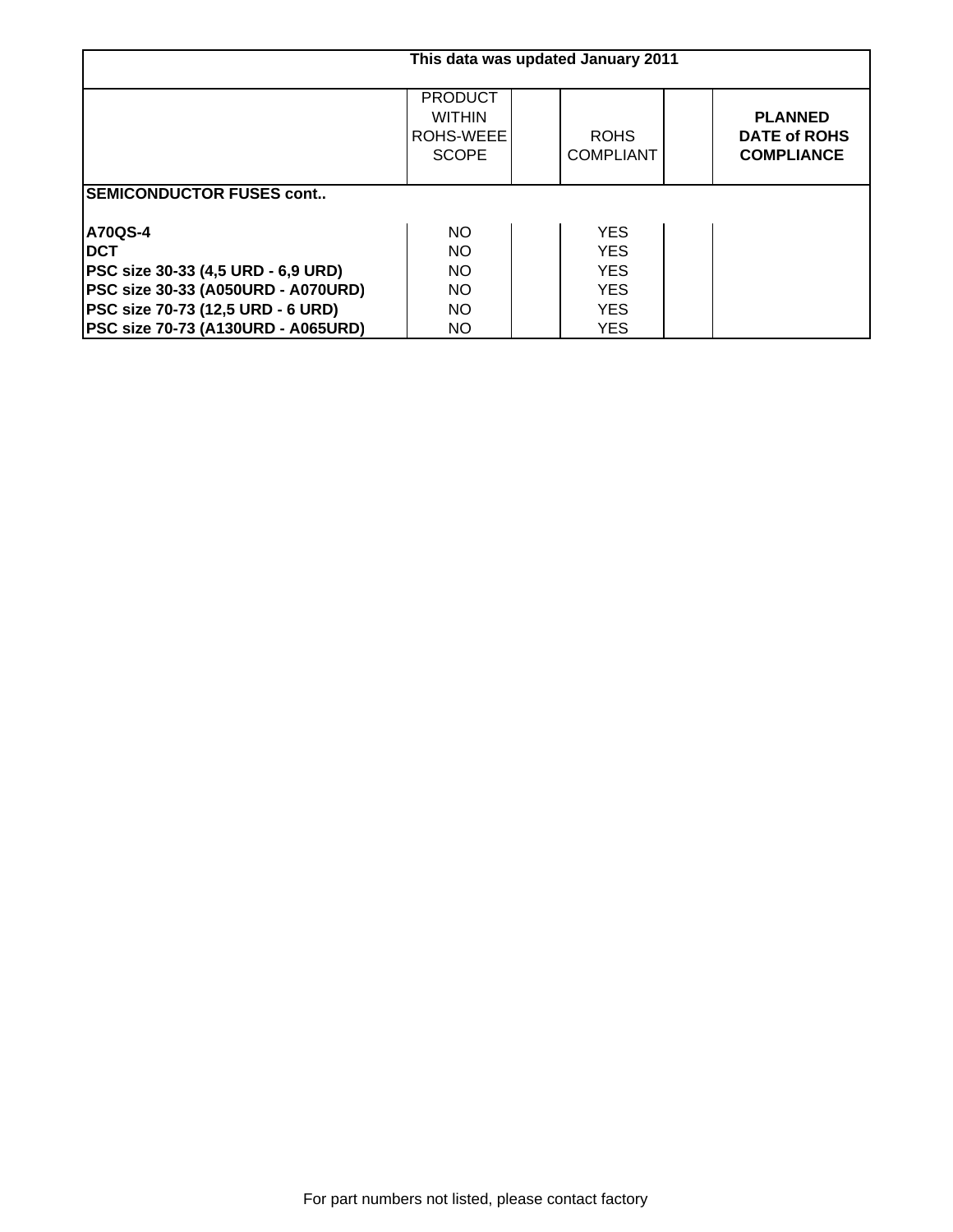| This data was updated January 2011 | | | | | |
| --- | --- | --- | --- | --- | --- |
| | PRODUCT WITHIN ROHS-WEEE SCOPE | | ROHS COMPLIANT | | **PLANNED DATE of ROHS COMPLIANCE** |
| **SEMICONDUCTOR FUSES cont..** | | | | | |
| **A70QS-4** | NO | | YES | | |
| **DCT** | NO | | YES | | |
| **PSC size 30-33 (4,5 URD - 6,9 URD)** | NO | | YES | | |
| **PSC size 30-33 (A050URD - A070URD)** | NO | | YES | | |
| **PSC size 70-73 (12,5 URD - 6 URD)** | NO | | YES | | |
| **PSC size 70-73 (A130URD - A065URD)** | NO | | YES | | |

For part numbers not listed, please contact factory